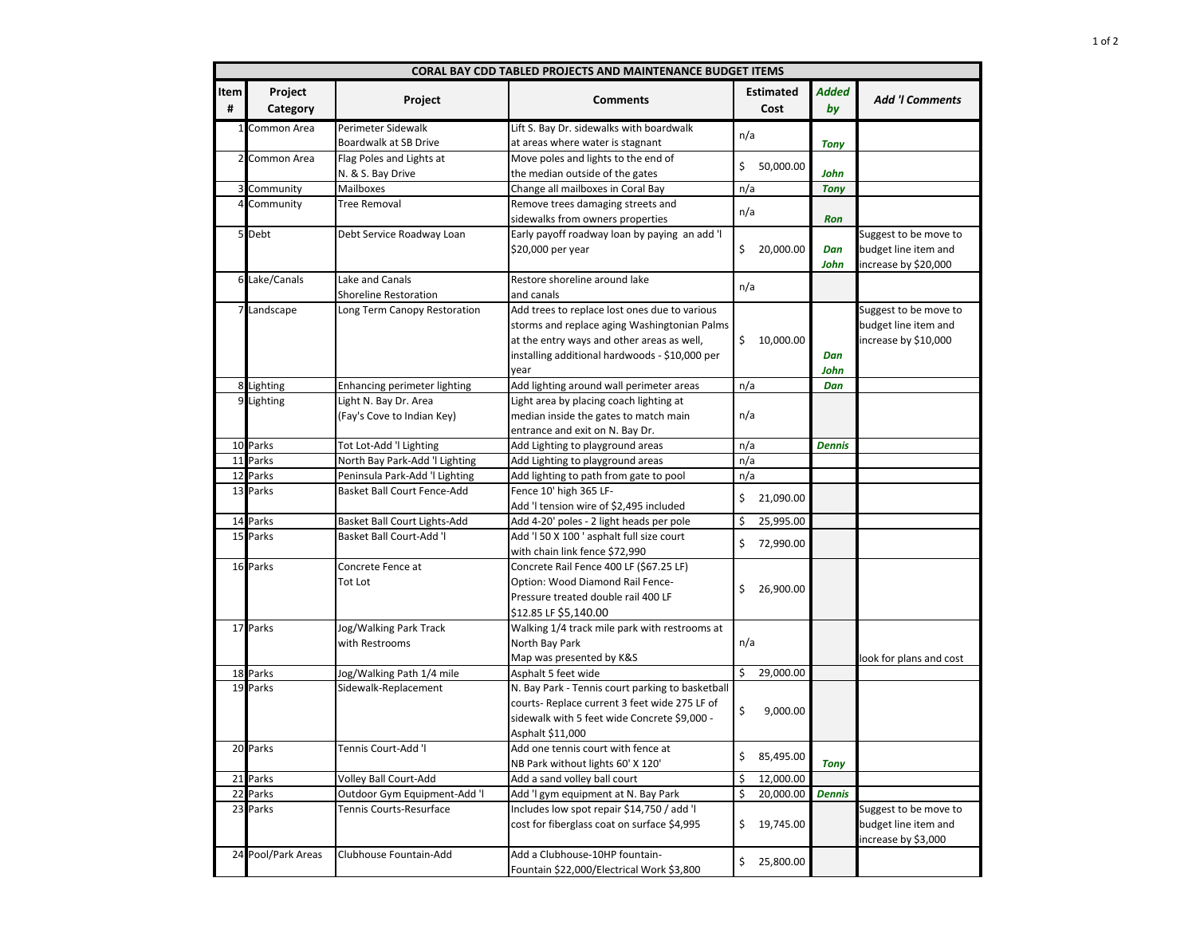| CORAL BAY CDD TABLED PROJECTS AND MAINTENANCE BUDGET ITEMS | | | | | | |
|---|---|---|---|---|---|---|
| **Item #** | **Project Category** | **Project** | **Comments** | **Estimated Cost** | ***Added by*** | ***Add 'l Comments*** |
| 1 | Common Area | Perimeter Sidewalk Boardwalk at SB Drive | Lift S. Bay Dr. sidewalks with boardwalk at areas where water is stagnant | n/a | ***Tony*** | |
| 2 | Common Area | Flag Poles and Lights at N. & S. Bay Drive | Move poles and lights to the end of the median outside of the gates | $ 50,000.00 | ***John*** | |
| 3 | Community | Mailboxes | Change all mailboxes in Coral Bay | n/a | ***Tony*** | |
| 4 | Community | Tree Removal | Remove trees damaging streets and sidewalks from owners properties | n/a | ***Ron*** | |
| 5 | Debt | Debt Service Roadway Loan | Early payoff roadway loan by paying an add 'l $20,000 per year | $ 20,000.00 | ***Dan John*** | Suggest to be move to budget line item and increase by $20,000 |
| 6 | Lake/Canals | Lake and Canals Shoreline Restoration | Restore shoreline around lake and canals | n/a | | |
| 7 | Landscape | Long Term Canopy Restoration | Add trees to replace lost ones due to various storms and replace aging Washingtonian Palms at the entry ways and other areas as well, installing additional hardwoods - $10,000 per year | $ 10,000.00 | ***Dan John*** | Suggest to be move to budget line item and increase by $10,000 |
| 8 | Lighting | Enhancing perimeter lighting | Add lighting around wall perimeter areas | n/a | ***Dan*** | |
| 9 | Lighting | Light N. Bay Dr. Area (Fay's Cove to Indian Key) | Light area by placing coach lighting at median inside the gates to match main entrance and exit on N. Bay Dr. | n/a | | |
| 10 | Parks | Tot Lot-Add 'l Lighting | Add Lighting to playground areas | n/a | ***Dennis*** | |
| 11 | Parks | North Bay Park-Add 'l Lighting | Add Lighting to playground areas | n/a | | |
| 12 | Parks | Peninsula Park-Add 'l Lighting | Add lighting to path from gate to pool | n/a | | |
| 13 | Parks | Basket Ball Court Fence-Add | Fence 10' high 365 LF- Add 'l tension wire of $2,495 included | $ 21,090.00 | | |
| 14 | Parks | Basket Ball Court Lights-Add | Add 4-20' poles - 2 light heads per pole | $ 25,995.00 | | |
| 15 | Parks | Basket Ball Court-Add 'l | Add 'l 50 X 100 ' asphalt full size court with chain link fence $72,990 | $ 72,990.00 | | |
| 16 | Parks | Concrete Fence at Tot Lot | Concrete Rail Fence 400 LF ($67.25 LF) Option: Wood Diamond Rail Fence- Pressure treated double rail 400 LF $12.85 LF $5,140.00 | $ 26,900.00 | | |
| 17 | Parks | Jog/Walking Park Track with Restrooms | Walking 1/4 track mile park with restrooms at North Bay Park Map was presented by K&S | n/a | | look for plans and cost |
| 18 | Parks | Jog/Walking Path 1/4 mile | Asphalt 5 feet wide | $ 29,000.00 | | |
| 19 | Parks | Sidewalk-Replacement | N. Bay Park - Tennis court parking to basketball courts- Replace current 3 feet wide 275 LF of sidewalk with 5 feet wide Concrete $9,000 - Asphalt $11,000 | $ 9,000.00 | | |
| 20 | Parks | Tennis Court-Add 'l | Add one tennis court with fence at NB Park without lights 60' X 120' | $ 85,495.00 | ***Tony*** | |
| 21 | Parks | Volley Ball Court-Add | Add a sand volley ball court | $ 12,000.00 | | |
| 22 | Parks | Outdoor Gym Equipment-Add 'l | Add 'l gym equipment at N. Bay Park | $ 20,000.00 | ***Dennis*** | |
| 23 | Parks | Tennis Courts-Resurface | Includes low spot repair $14,750 / add 'l cost for fiberglass coat on surface $4,995 | $ 19,745.00 | | Suggest to be move to budget line item and increase by $3,000 |
| 24 | Pool/Park Areas | Clubhouse Fountain-Add | Add a Clubhouse-10HP fountain- Fountain $22,000/Electrical Work $3,800 | $ 25,800.00 | | |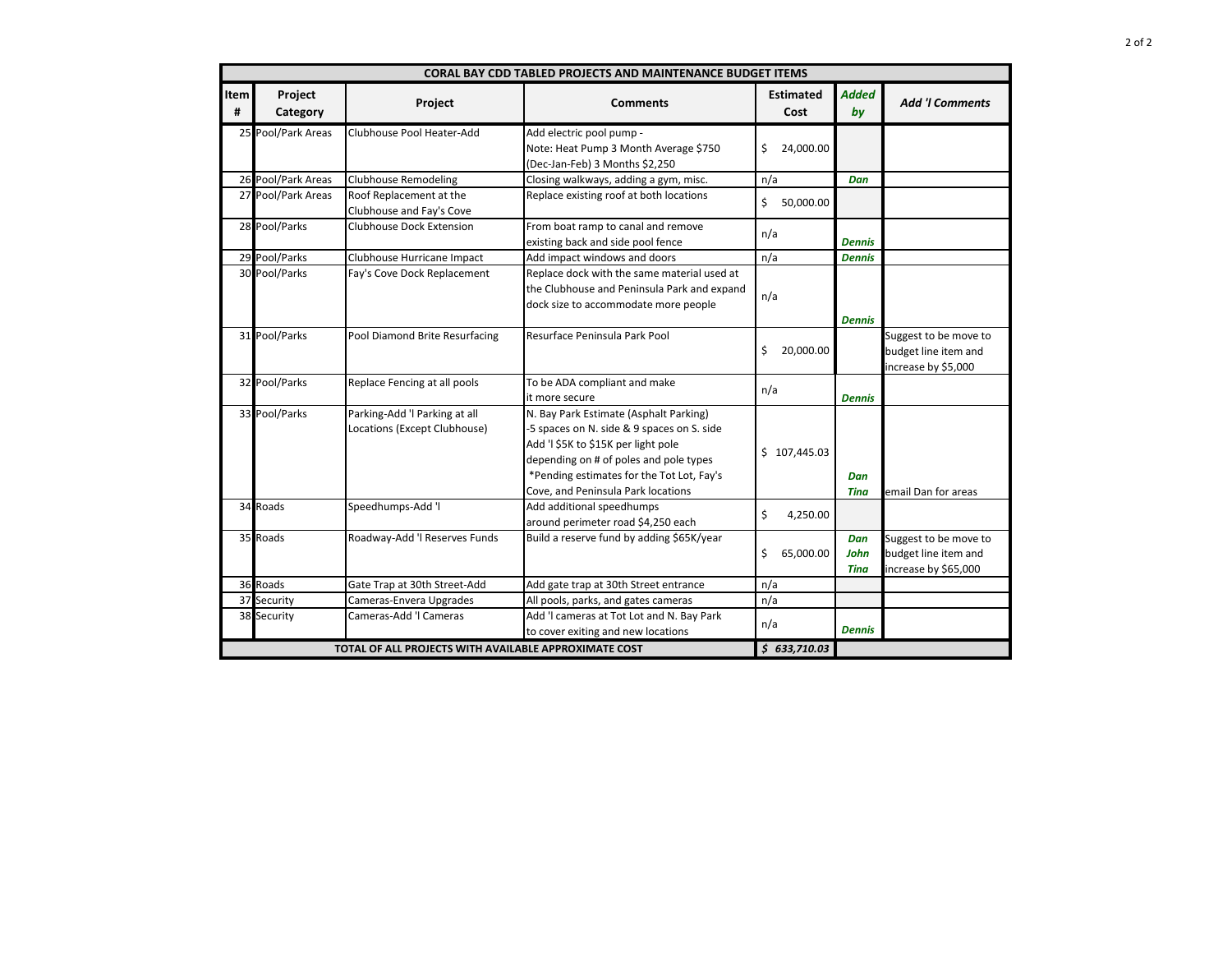| CORAL BAY CDD TABLED PROJECTS AND MAINTENANCE BUDGET ITEMS | | | | | | |
|---|---|---|---|---|---|---|
| **Item #** | **Project Category** | **Project** | **Comments** | **Estimated Cost** | ***Added by*** | ***Add 'l Comments*** |
| 25 | Pool/Park Areas | Clubhouse Pool Heater-Add | Add electric pool pump - Note: Heat Pump 3 Month Average $750 (Dec-Jan-Feb) 3 Months $2,250 | $ 24,000.00 | | |
| 26 | Pool/Park Areas | Clubhouse Remodeling | Closing walkways, adding a gym, misc. | n/a | ***Dan*** | |
| 27 | Pool/Park Areas | Roof Replacement at the Clubhouse and Fay's Cove | Replace existing roof at both locations | $ 50,000.00 | | |
| 28 | Pool/Parks | Clubhouse Dock Extension | From boat ramp to canal and remove existing back and side pool fence | n/a | ***Dennis*** | |
| 29 | Pool/Parks | Clubhouse Hurricane Impact | Add impact windows and doors | n/a | ***Dennis*** | |
| 30 | Pool/Parks | Fay's Cove Dock Replacement | Replace dock with the same material used at the Clubhouse and Peninsula Park and expand dock size to accommodate more people | n/a | ***Dennis*** | |
| 31 | Pool/Parks | Pool Diamond Brite Resurfacing | Resurface Peninsula Park Pool | $ 20,000.00 | | Suggest to be move to budget line item and increase by $5,000 |
| 32 | Pool/Parks | Replace Fencing at all pools | To be ADA compliant and make it more secure | n/a | ***Dennis*** | |
| 33 | Pool/Parks | Parking-Add 'l Parking at all Locations (Except Clubhouse) | N. Bay Park Estimate (Asphalt Parking) -5 spaces on N. side & 9 spaces on S. side Add 'l $5K to $15K per light pole depending on # of poles and pole types *Pending estimates for the Tot Lot, Fay's Cove, and Peninsula Park locations | $ 107,445.03 | ***Dan Tina*** | email Dan for areas |
| 34 | Roads | Speedhumps-Add 'l | Add additional speedhumps around perimeter road $4,250 each | $ 4,250.00 | | |
| 35 | Roads | Roadway-Add 'l Reserves Funds | Build a reserve fund by adding $65K/year | $ 65,000.00 | ***Dan John Tina*** | Suggest to be move to budget line item and increase by $65,000 |
| 36 | Roads | Gate Trap at 30th Street-Add | Add gate trap at 30th Street entrance | n/a | | |
| 37 | Security | Cameras-Envera Upgrades | All pools, parks, and gates cameras | n/a | | |
| 38 | Security | Cameras-Add 'l Cameras | Add 'l cameras at Tot Lot and N. Bay Park to cover exiting and new locations | n/a | ***Dennis*** | |
| **TOTAL OF ALL PROJECTS WITH AVAILABLE APPROXIMATE COST** | | | | ***$ 633,710.03*** | | |